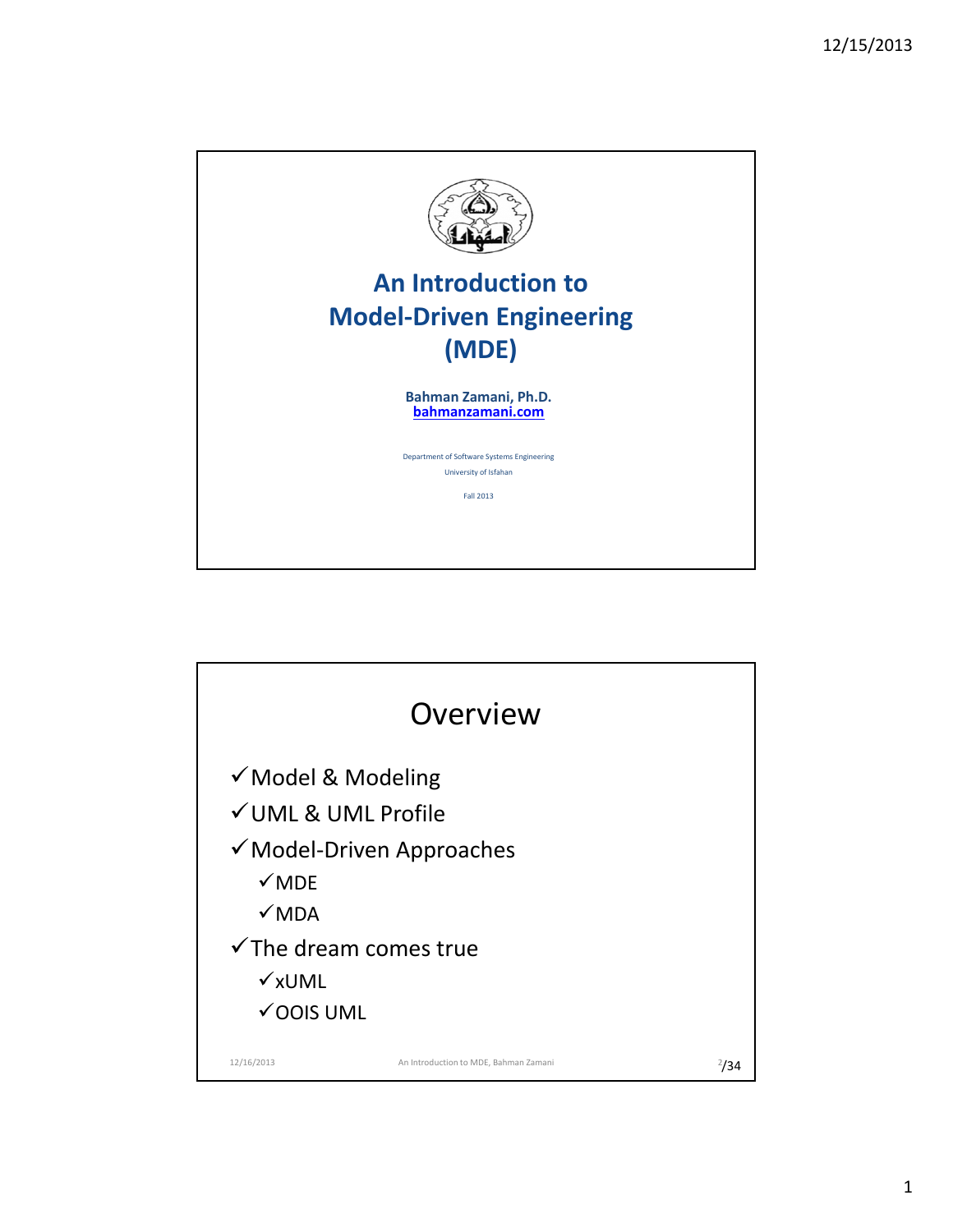# An Introduction to Model-Driven Engineering (MDE)

**Bahman Zamani, Ph.D.**
**bahmanzamani.com**

Department of Software Systems Engineering
University of Isfahan

Fall 2013

## Overview

- ✓Model & Modeling
- ✓UML & UML Profile
- ✓Model-Driven Approaches
  - ✓MDE
  - ✓MDA
- ✓The dream comes true
  - ✓xUML
  - ✓OOIS UML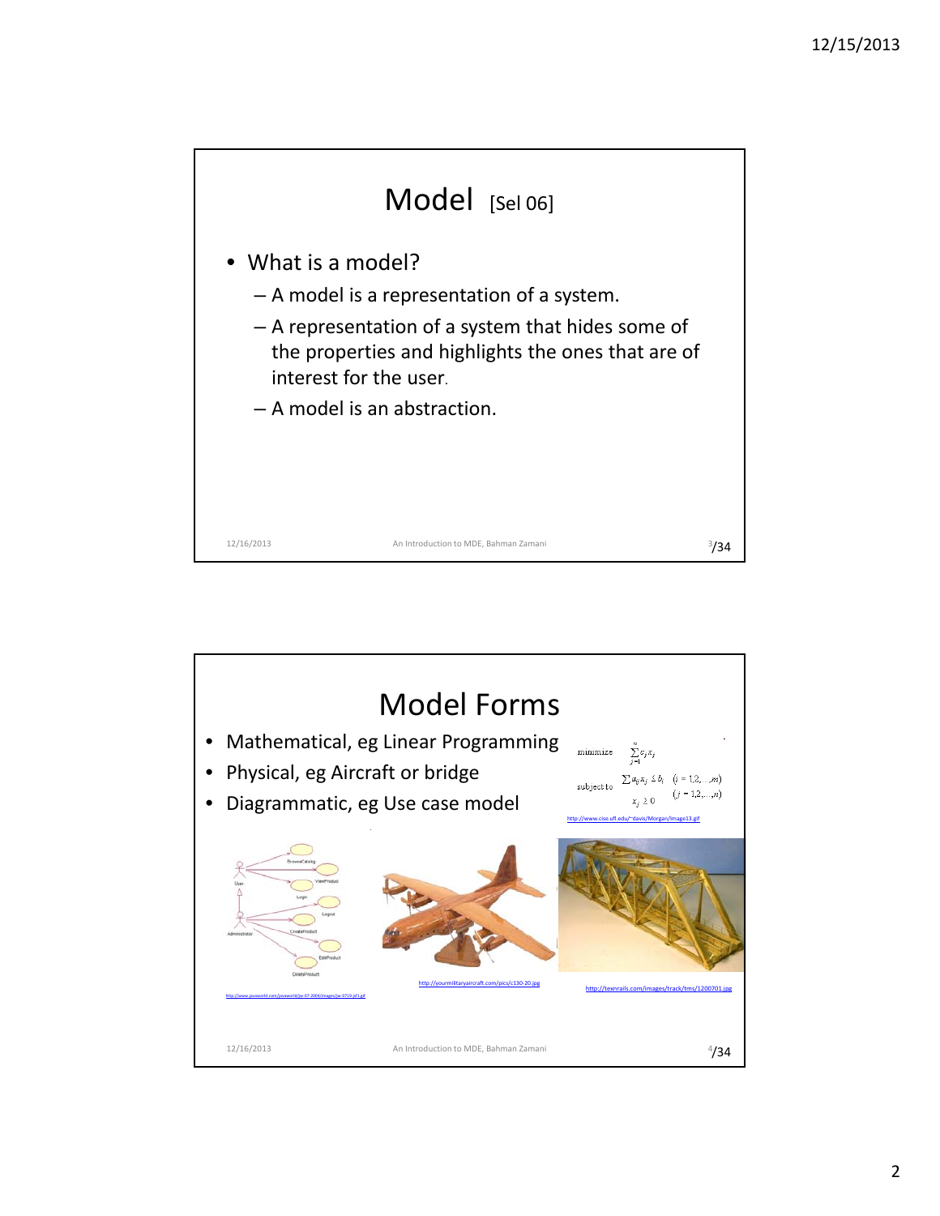# Model [Sel 06]

- What is a model?
  - A model is a representation of a system.
  - A representation of a system that hides some of the properties and highlights the ones that are of interest for the user.
  - A model is an abstraction.

# Model Forms

- Mathematical, eg Linear Programming
- Physical, eg Aircraft or bridge
- Diagrammatic, eg Use case model

$$\text{minimize} \quad \sum_{j=1}^{n} c_j x_j$$

$$\text{subject to} \quad \sum a_{ij} x_j \le b_i \quad (i = 1,2,\ldots,m)$$

$$x_j \ge 0 \quad (j = 1,2,\ldots,n)$$

http://www.cise.ufl.edu/~davis/Morgan/image13.gif

http://www.javaworld.com/javaworld/jw-07-2004/images/jw-0719-jsf1.gif

http://yourmilitaryaircraft.com/pics/c130-20.jpg

http://texnrails.com/images/track/tms/1200701.jpg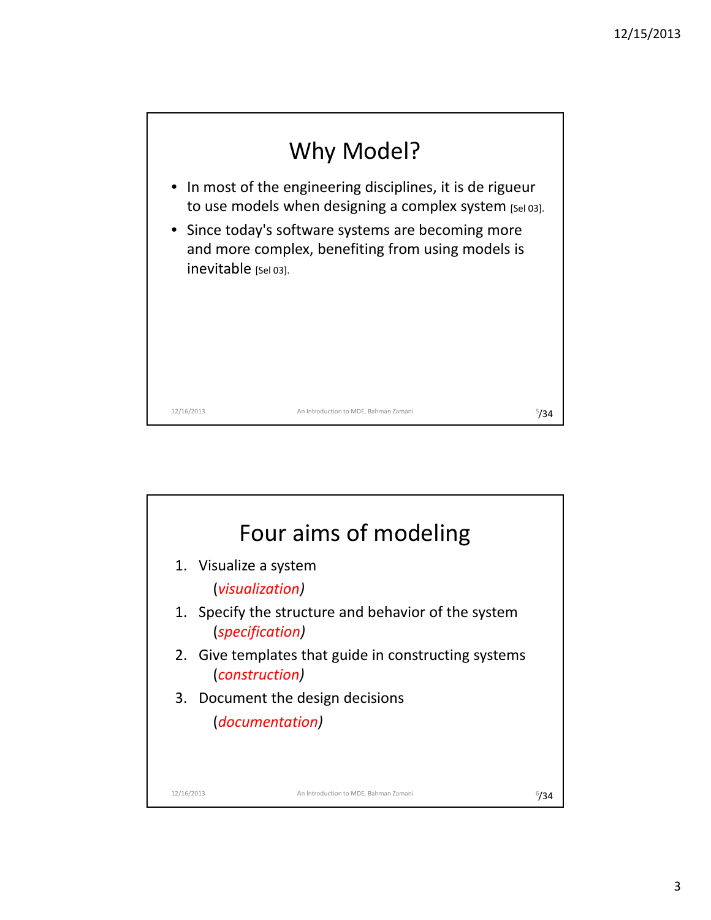# Why Model?

- In most of the engineering disciplines, it is de rigueur to use models when designing a complex system [Sel 03].
- Since today's software systems are becoming more and more complex, benefiting from using models is inevitable [Sel 03].

# Four aims of modeling

1. Visualize a system

   (*visualization*)

1. Specify the structure and behavior of the system

   (*specification*)

2. Give templates that guide in constructing systems

   (*construction*)

3. Document the design decisions

   (*documentation*)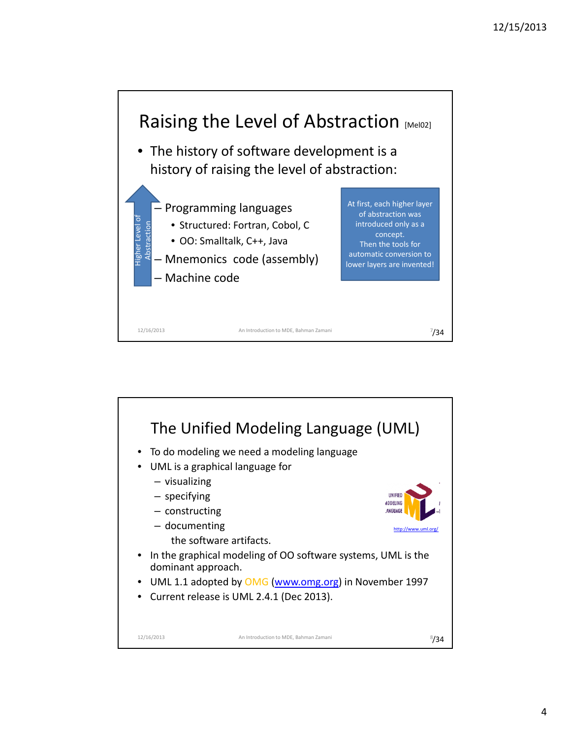## Raising the Level of Abstraction [Mel02]

- The history of software development is a history of raising the level of abstraction:
  - Programming languages
    - Structured: Fortran, Cobol, C
    - OO: Smalltalk, C++, Java
  - Mnemonics code (assembly)
  - Machine code

Higher Level of Abstraction

At first, each higher layer of abstraction was introduced only as a concept. Then the tools for automatic conversion to lower layers are invented!

## The Unified Modeling Language (UML)

- To do modeling we need a modeling language
- UML is a graphical language for
  - visualizing
  - specifying
  - constructing
  - documenting

  the software artifacts.
- In the graphical modeling of OO software systems, UML is the dominant approach.
- UML 1.1 adopted by OMG (www.omg.org) in November 1997
- Current release is UML 2.4.1 (Dec 2013).

UNIFIED MODELING LANGUAGE

http://www.uml.org/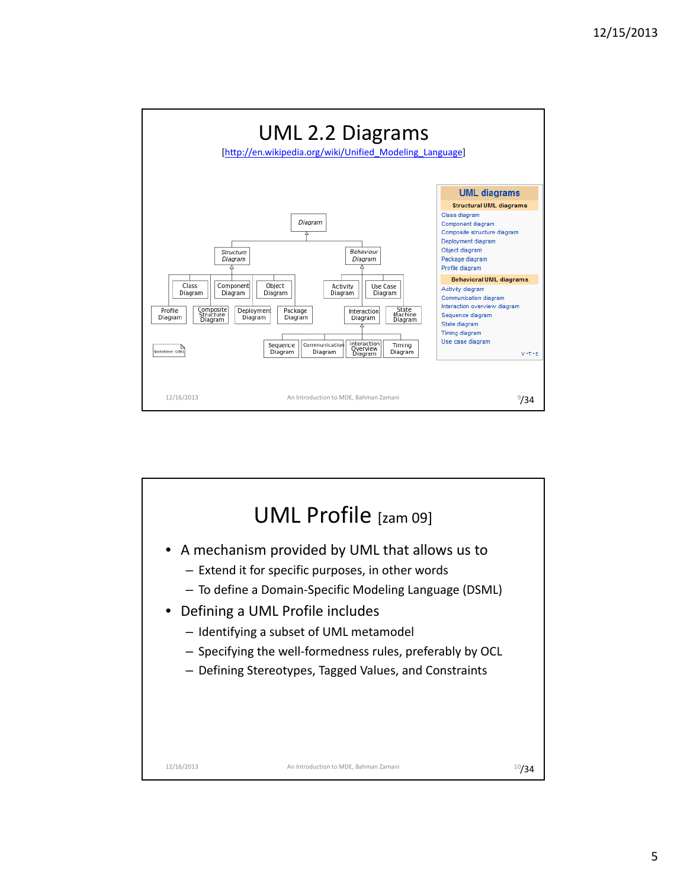# UML 2.2 Diagrams

[http://en.wikipedia.org/wiki/Unified_Modeling_Language]

Diagram

Structure Diagram

Behaviour Diagram

Class Diagram | Component Diagram | Object Diagram | Profile Diagram | Composite Structure Diagram | Deployment Diagram | Package Diagram

Activity Diagram | Use Case Diagram | Interaction Diagram | State Machine Diagram

Sequence Diagram | Communication Diagram | Interaction Overview Diagram | Timing Diagram

Notation: UML

**UML diagrams**

**Structural UML diagrams**

- Class diagram
- Component diagram
- Composite structure diagram
- Deployment diagram
- Object diagram
- Package diagram
- Profile diagram

**Behavioral UML diagrams**

- Activity diagram
- Communication diagram
- Interaction overview diagram
- Sequence diagram
- State diagram
- Timing diagram
- Use case diagram

# UML Profile [zam 09]

- A mechanism provided by UML that allows us to
  - Extend it for specific purposes, in other words
  - To define a Domain-Specific Modeling Language (DSML)
- Defining a UML Profile includes
  - Identifying a subset of UML metamodel
  - Specifying the well-formedness rules, preferably by OCL
  - Defining Stereotypes, Tagged Values, and Constraints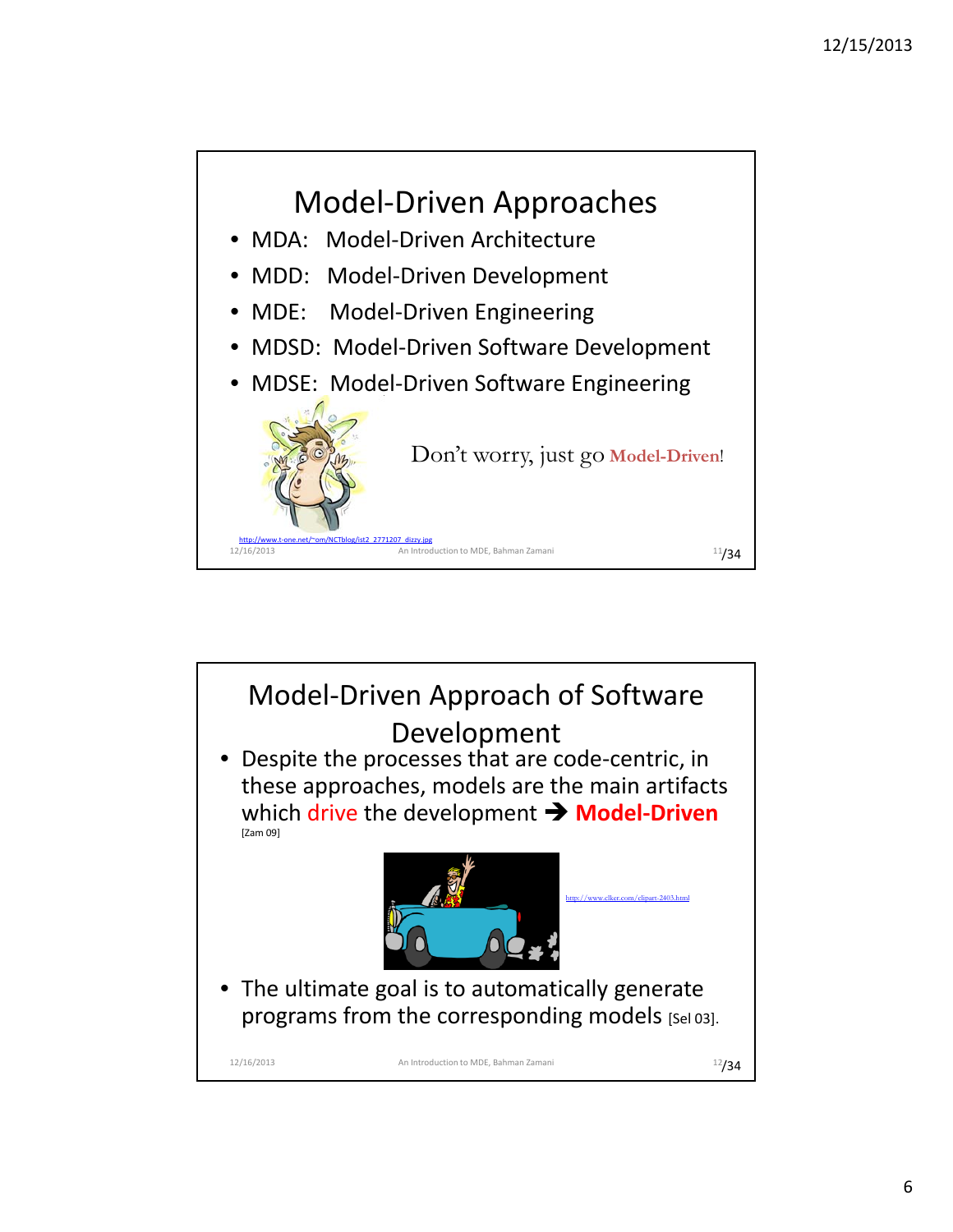## Model-Driven Approaches

- MDA: Model-Driven Architecture
- MDD: Model-Driven Development
- MDE: Model-Driven Engineering
- MDSD: Model-Driven Software Development
- MDSE: Model-Driven Software Engineering

Don't worry, just go **Model-Driven**!

http://www.t-one.net/~om/NCTblog/ist2_2771207_dizzy.jpg

## Model-Driven Approach of Software Development

- Despite the processes that are code-centric, in these approaches, models are the main artifacts which drive the development ➔ **Model-Driven** [Zam 09]

http://www.clker.com/clipart-2403.html

- The ultimate goal is to automatically generate programs from the corresponding models [Sel 03].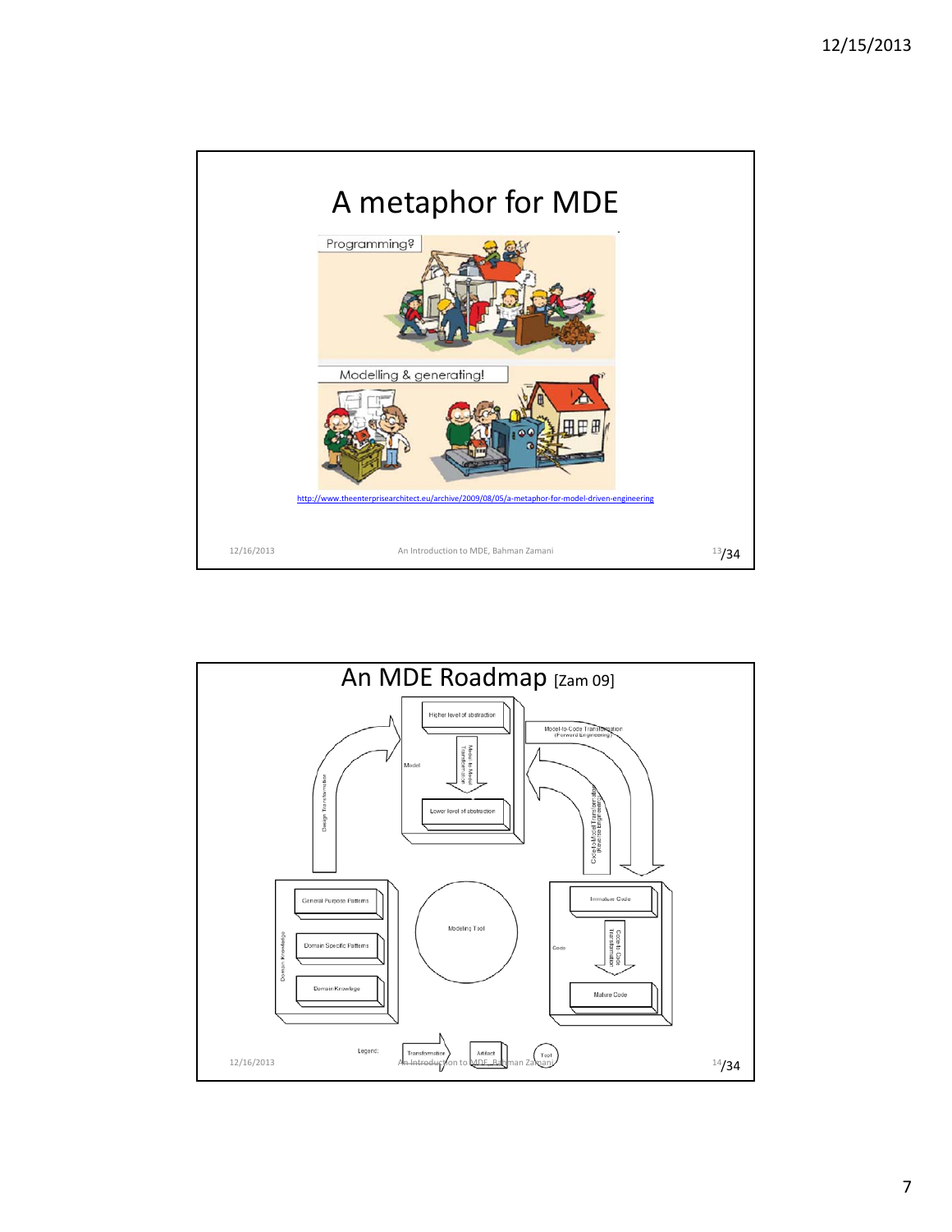## A metaphor for MDE

Programming?

Modelling & generating!

http://www.theenterprisearchitect.eu/archive/2009/08/05/a-metaphor-for-model-driven-engineering

## An MDE Roadmap [Zam 09]

Model

Higher level of abstraction

Model-to-Model Transformation

Lower level of abstraction

Model-to-Code Transformation (Forward Engineering)

Code-to-Model Transformation (Reverse Engineering)

Design Transformation

Domain Knowledge

General Purpose Patterns

Domain Specific Patterns

Domain Knowledge

Modeling Tool

Code

Immature Code

Code-to-Code Transformation

Mature Code

Legend: Transformation, Artifact, Tool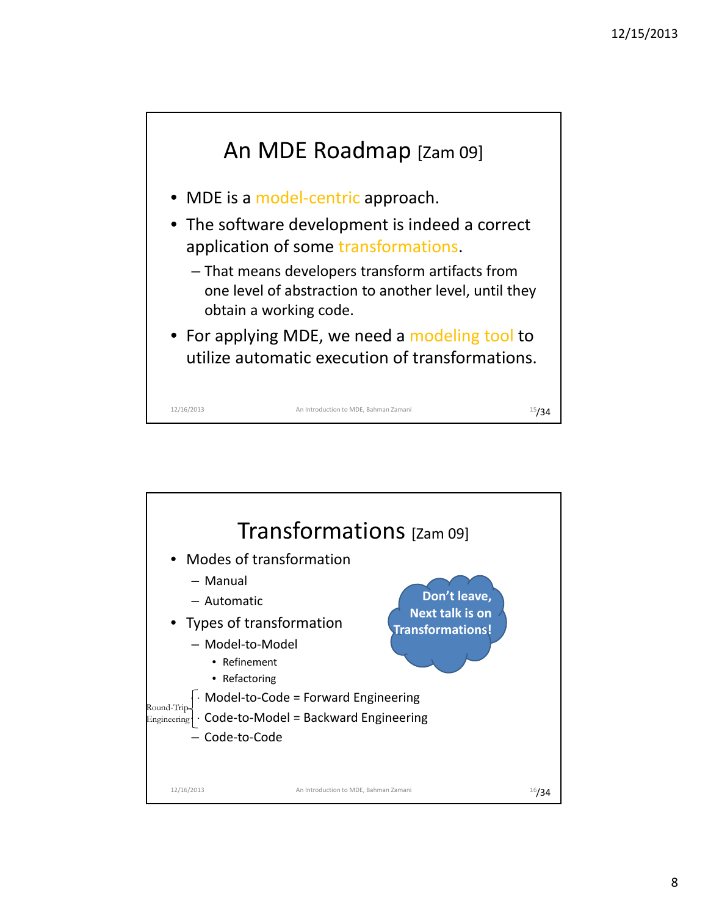## An MDE Roadmap [Zam 09]

- MDE is a model-centric approach.
- The software development is indeed a correct application of some transformations.
  - That means developers transform artifacts from one level of abstraction to another level, until they obtain a working code.
- For applying MDE, we need a modeling tool to utilize automatic execution of transformations.

## Transformations [Zam 09]

- Modes of transformation
  - Manual
  - Automatic
- Types of transformation
  - Model-to-Model
    - Refinement
    - Refactoring
  - Model-to-Code = Forward Engineering
  - Code-to-Model = Backward Engineering
  - Code-to-Code

Round-Trip Engineering (Model-to-Code + Code-to-Model)

Don't leave, Next talk is on Transformations!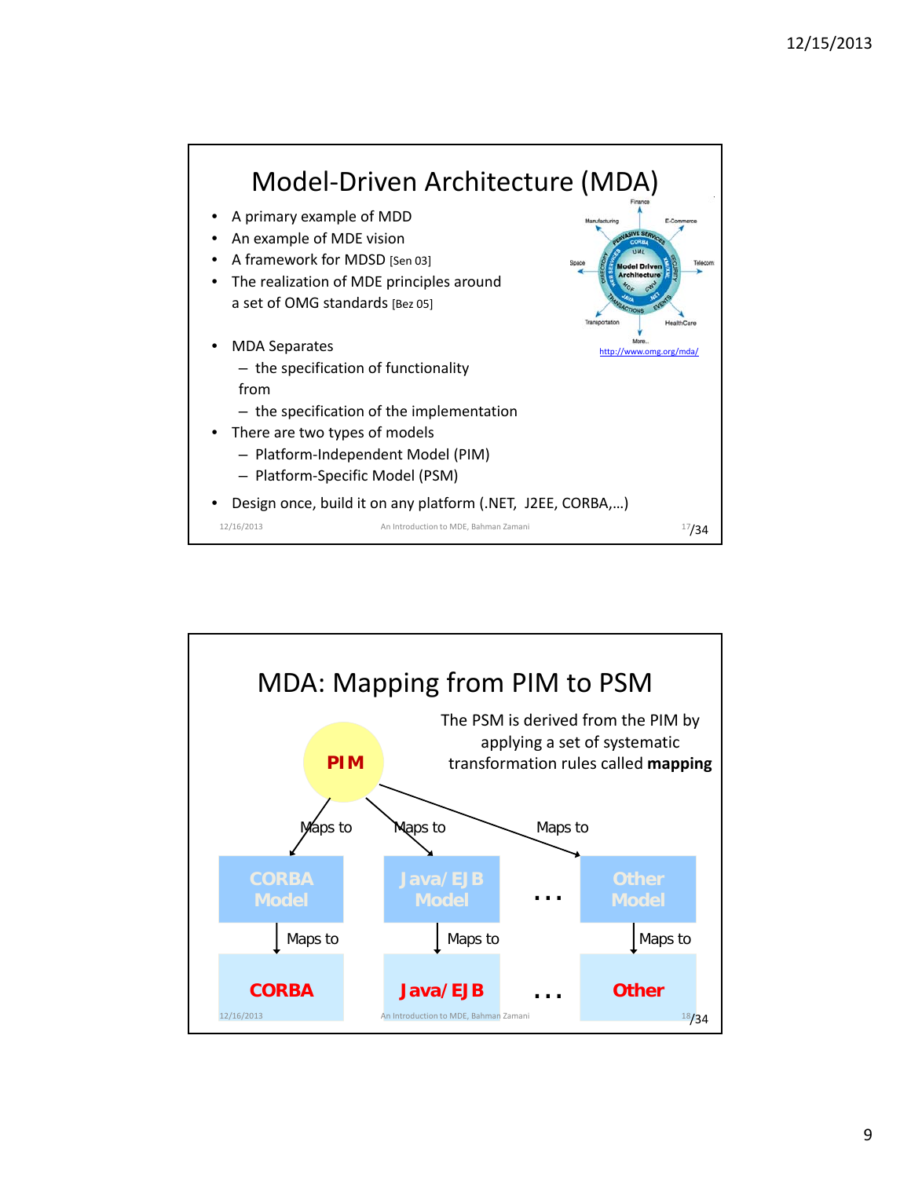## Model-Driven Architecture (MDA)

- A primary example of MDD
- An example of MDE vision
- A framework for MDSD [Sen 03]
- The realization of MDE principles around a set of OMG standards [Bez 05]

http://www.omg.org/mda/

- MDA Separates
  - the specification of functionality

  from
  - the specification of the implementation
- There are two types of models
  - Platform-Independent Model (PIM)
  - Platform-Specific Model (PSM)
- Design once, build it on any platform (.NET, J2EE, CORBA,…)

## MDA: Mapping from PIM to PSM

The PSM is derived from the PIM by applying a set of systematic transformation rules called **mapping**

PIM

Maps to | Maps to | Maps to

CORBA Model | Java/EJB Model | … | Other Model

Maps to | Maps to | Maps to

CORBA | Java/EJB | … | Other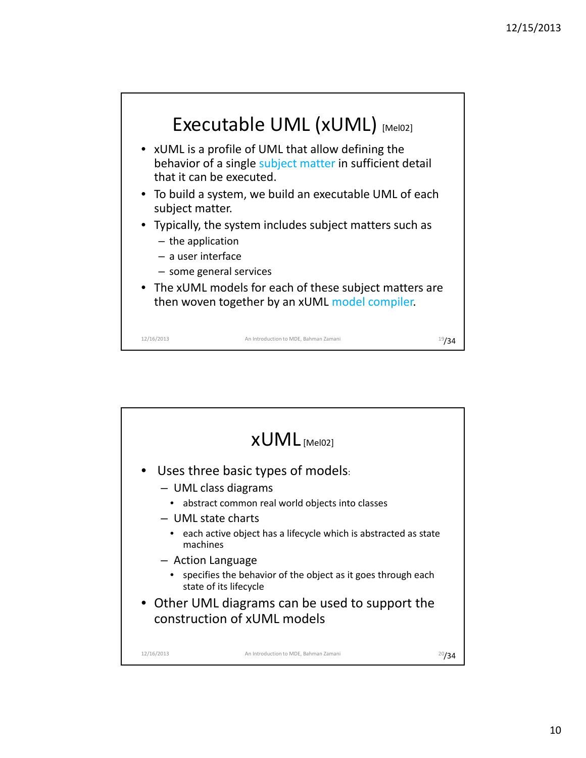## Executable UML (xUML) [Mel02]

- xUML is a profile of UML that allow defining the behavior of a single subject matter in sufficient detail that it can be executed.
- To build a system, we build an executable UML of each subject matter.
- Typically, the system includes subject matters such as
  - the application
  - a user interface
  - some general services
- The xUML models for each of these subject matters are then woven together by an xUML model compiler.

## xUML [Mel02]

- Uses three basic types of models:
  - UML class diagrams
    - abstract common real world objects into classes
  - UML state charts
    - each active object has a lifecycle which is abstracted as state machines
  - Action Language
    - specifies the behavior of the object as it goes through each state of its lifecycle
- Other UML diagrams can be used to support the construction of xUML models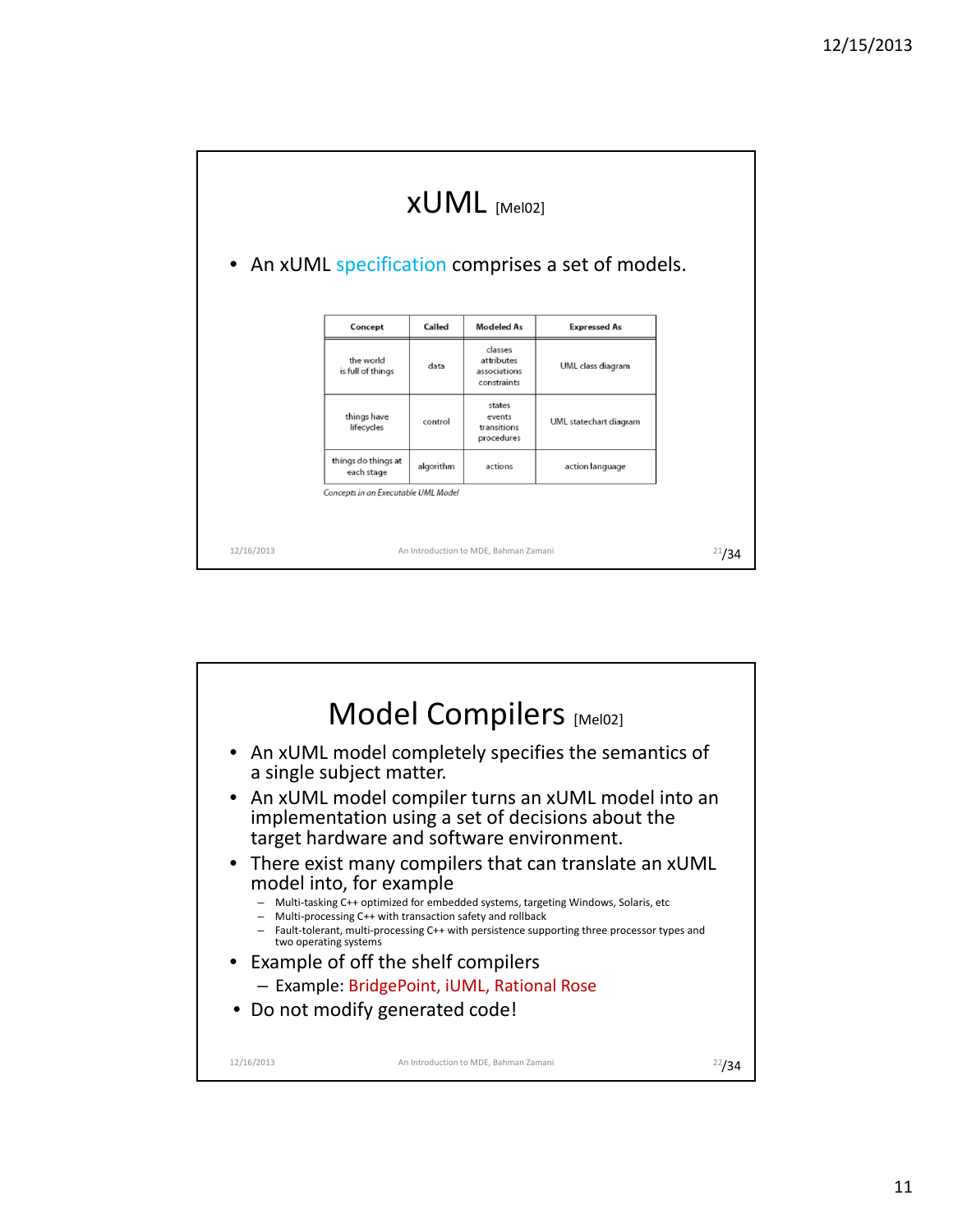# xUML [Mel02]

- An xUML specification comprises a set of models.

| Concept | Called | Modeled As | Expressed As |
| --- | --- | --- | --- |
| the world is full of things | data | classes attributes associations constraints | UML class diagram |
| things have lifecycles | control | states events transitions procedures | UML statechart diagram |
| things do things at each stage | algorithm | actions | action language |

*Concepts in an Executable UML Model*

# Model Compilers [Mel02]

- An xUML model completely specifies the semantics of a single subject matter.
- An xUML model compiler turns an xUML model into an implementation using a set of decisions about the target hardware and software environment.
- There exist many compilers that can translate an xUML model into, for example
  - Multi-tasking C++ optimized for embedded systems, targeting Windows, Solaris, etc
  - Multi-processing C++ with transaction safety and rollback
  - Fault-tolerant, multi-processing C++ with persistence supporting three processor types and two operating systems
- Example of off the shelf compilers
  - Example: BridgePoint, iUML, Rational Rose
- Do not modify generated code!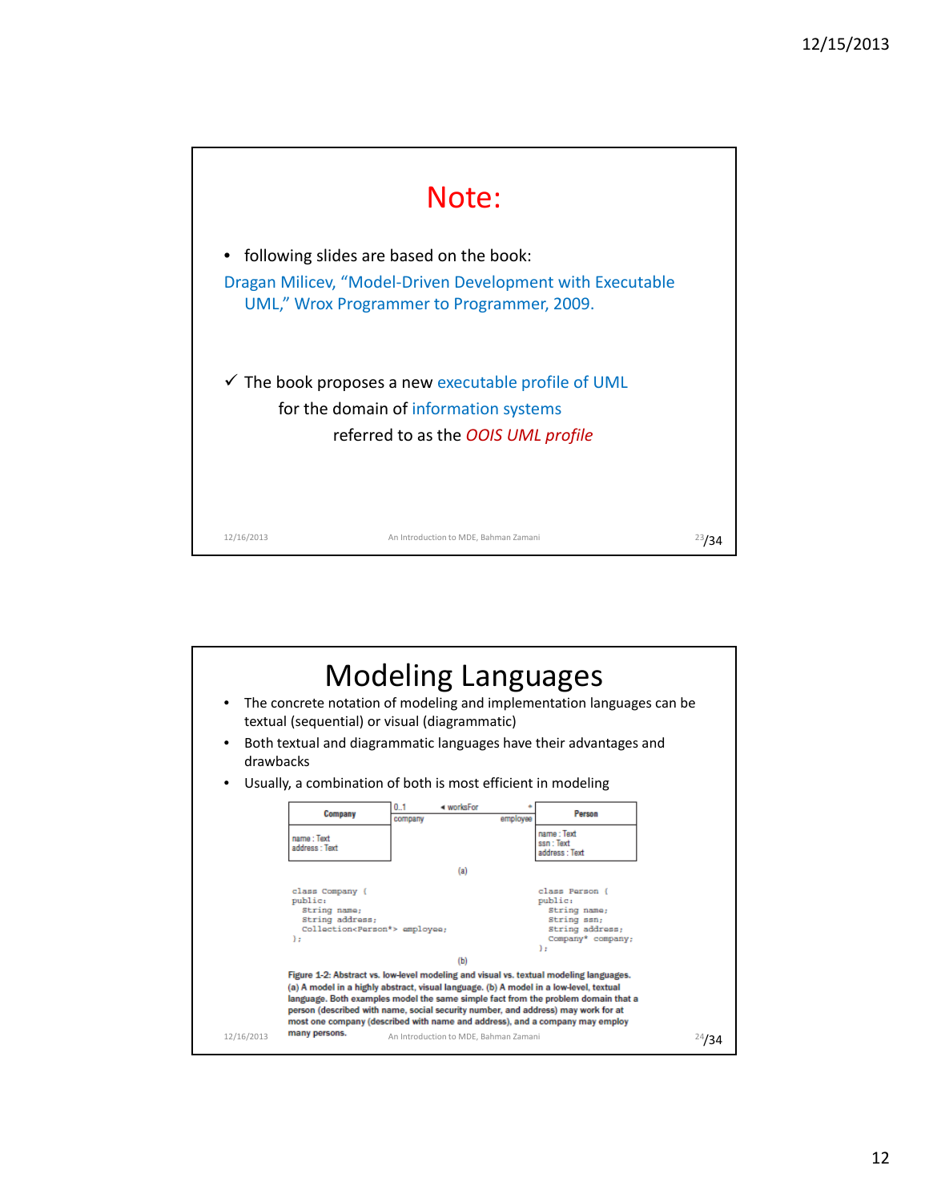# Note:

- following slides are based on the book:

Dragan Milicev, "Model-Driven Development with Executable UML," Wrox Programmer to Programmer, 2009.

✓ The book proposes a new executable profile of UML for the domain of information systems referred to as the *OOIS UML profile*

# Modeling Languages

- The concrete notation of modeling and implementation languages can be textual (sequential) or visual (diagrammatic)
- Both textual and diagrammatic languages have their advantages and drawbacks
- Usually, a combination of both is most efficient in modeling

| Company | 0..1 company | ◄ worksFor | * employee | Person |
|---|---|---|---|---|
| name : Text<br>address : Text | | | | name : Text<br>ssn : Text<br>address : Text |

(a)

```
class Company {
public:
  String name;
  String address;
  Collection<Person*> employee;
};
```

```
class Person {
public:
  String name;
  String ssn;
  String address;
  Company* company;
};
```

(b)

**Figure 1-2: Abstract vs. low-level modeling and visual vs. textual modeling languages. (a) A model in a highly abstract, visual language. (b) A model in a low-level, textual language. Both examples model the same simple fact from the problem domain that a person (described with name, social security number, and address) may work for at most one company (described with name and address), and a company may employ many persons.**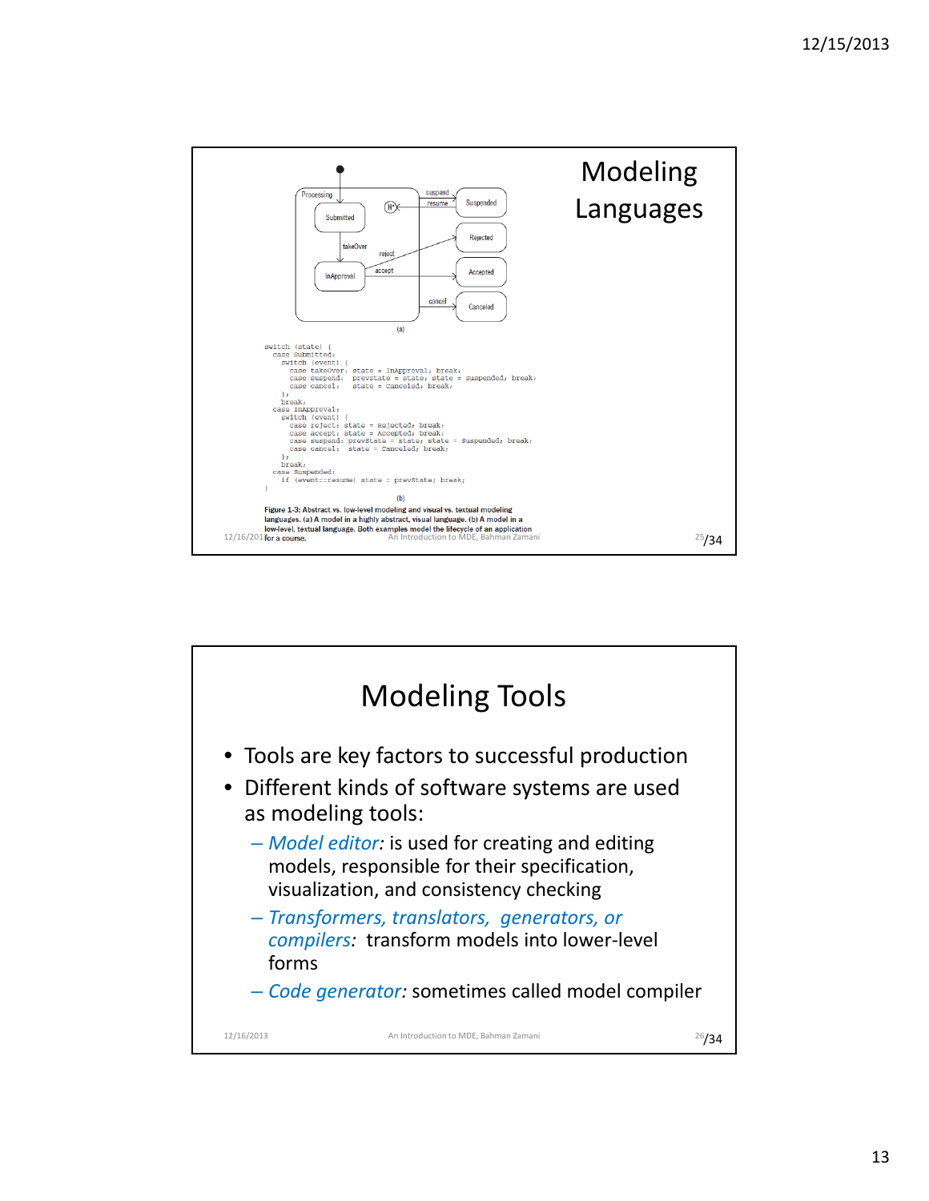# Modeling Languages

(a)

```
switch (state) {
  case Submitted:
    switch (event) {
      case takeOver: state = InApproval; break;
      case suspend:  prevState = state; state = Suspended; break;
      case cancel:   state = Canceled; break;
    };
    break;
  case InApproval:
    switch (event) {
      case reject: state = Rejected; break;
      case accept: state = Accepted; break;
      case suspend: prevState = state; state = Suspended; break;
      case cancel:  state = Canceled; break;
    };
    break;
  case Suspended:
    if (event==resume) state = prevState; break;
}
```

(b)

**Figure 1-3: Abstract vs. low-level modeling and visual vs. textual modeling languages. (a) A model in a highly abstract, visual language. (b) A model in a low-level, textual language. Both examples model the lifecycle of an application for a course.**

# Modeling Tools

- Tools are key factors to successful production
- Different kinds of software systems are used as modeling tools:
  - *Model editor:* is used for creating and editing models, responsible for their specification, visualization, and consistency checking
  - *Transformers, translators, generators, or compilers:* transform models into lower-level forms
  - *Code generator:* sometimes called model compiler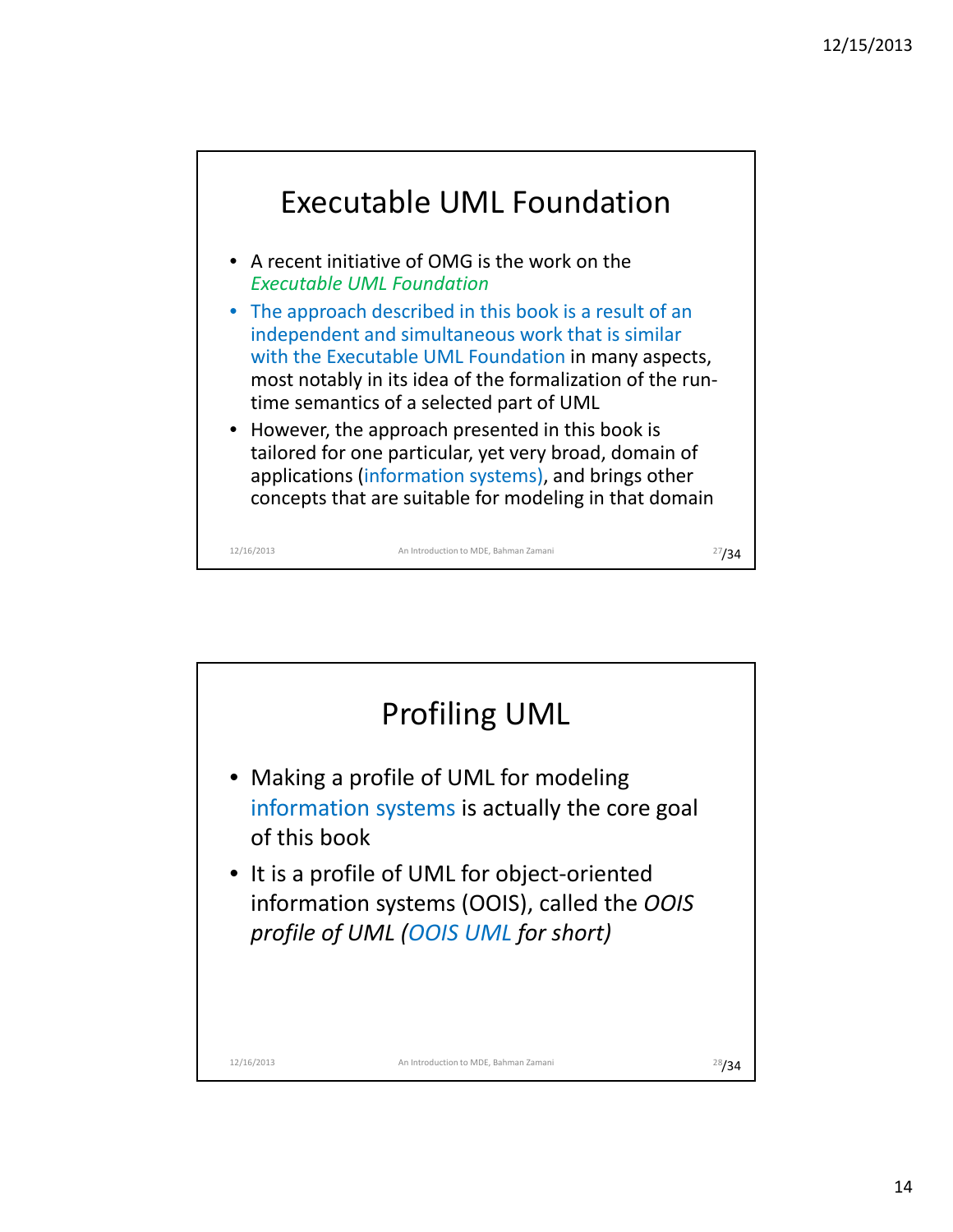## Executable UML Foundation

- A recent initiative of OMG is the work on the *Executable UML Foundation*
- The approach described in this book is a result of an independent and simultaneous work that is similar with the Executable UML Foundation in many aspects, most notably in its idea of the formalization of the run-time semantics of a selected part of UML
- However, the approach presented in this book is tailored for one particular, yet very broad, domain of applications (information systems), and brings other concepts that are suitable for modeling in that domain

## Profiling UML

- Making a profile of UML for modeling information systems is actually the core goal of this book
- It is a profile of UML for object-oriented information systems (OOIS), called the *OOIS profile of UML (OOIS UML for short)*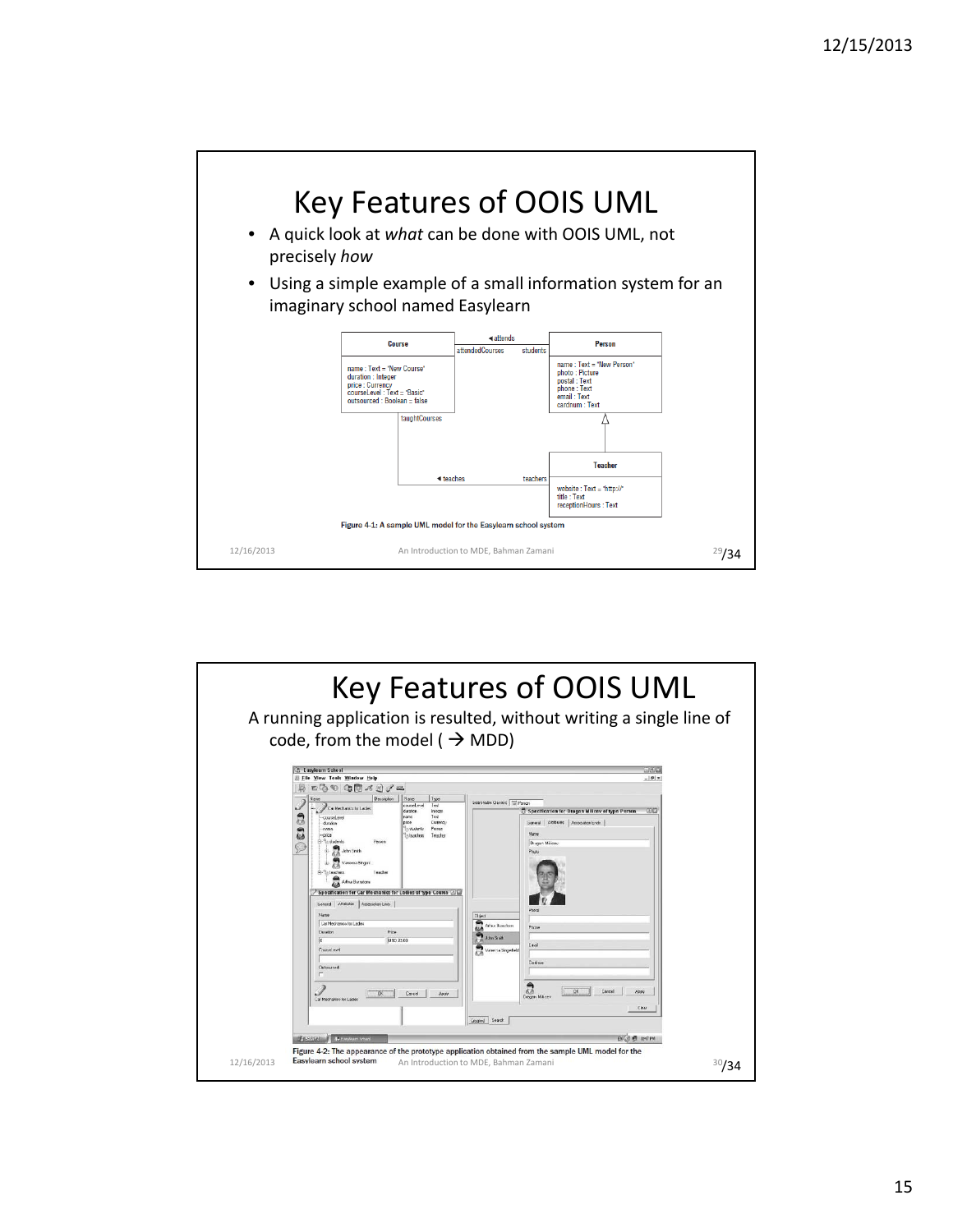# Key Features of OOIS UML

- A quick look at *what* can be done with OOIS UML, not precisely *how*
- Using a simple example of a small information system for an imaginary school named Easylearn

Figure 4-1: A sample UML model for the Easylearn school system

# Key Features of OOIS UML

A running application is resulted, without writing a single line of code, from the model ( → MDD)

Figure 4-2: The appearance of the prototype application obtained from the sample UML model for the Easylearn school system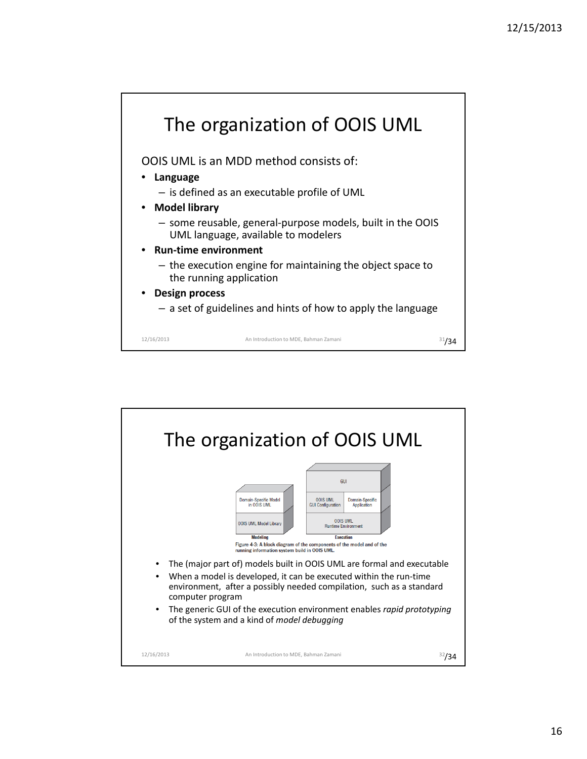# The organization of OOIS UML

OOIS UML is an MDD method consists of:

- **Language**
  - is defined as an executable profile of UML
- **Model library**
  - some reusable, general-purpose models, built in the OOIS UML language, available to modelers
- **Run-time environment**
  - the execution engine for maintaining the object space to the running application
- **Design process**
  - a set of guidelines and hints of how to apply the language

# The organization of OOIS UML

Figure 4-3: A block diagram of the components of the model and of the running information system build in OOIS UML.

- The (major part of) models built in OOIS UML are formal and executable
- When a model is developed, it can be executed within the run-time environment, after a possibly needed compilation, such as a standard computer program
- The generic GUI of the execution environment enables *rapid prototyping* of the system and a kind of *model debugging*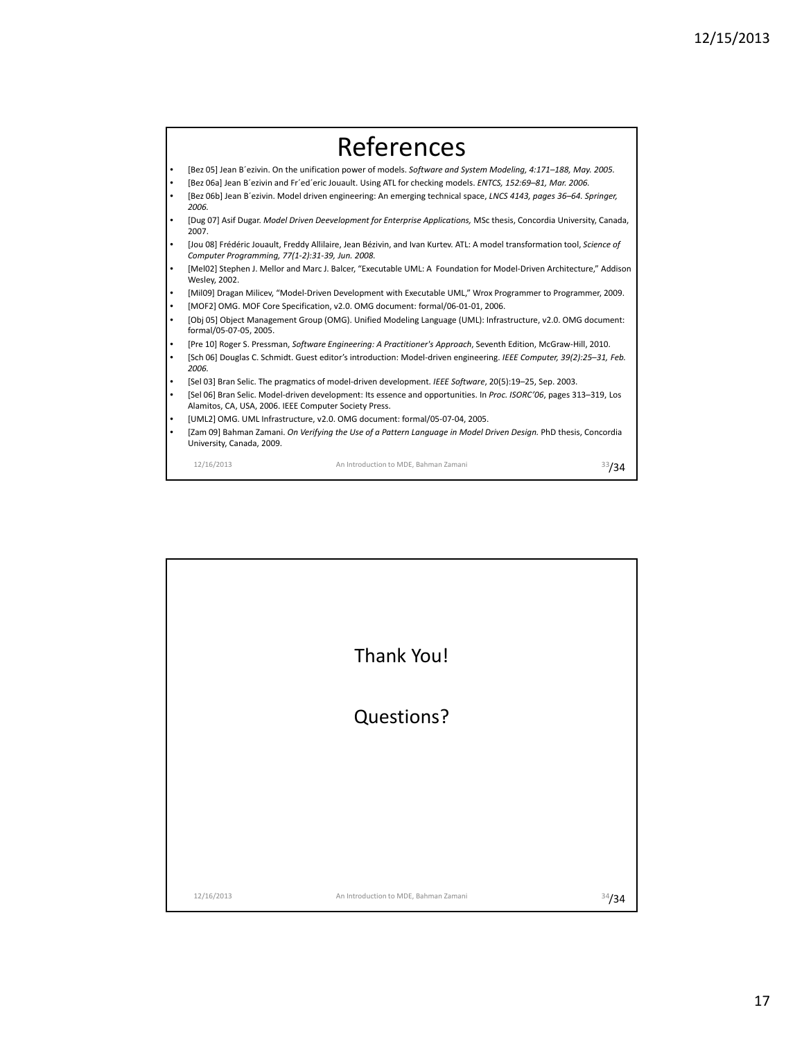# References

- [Bez 05] Jean B´ezivin. On the unification power of models. *Software and System Modeling, 4:171–188, May. 2005.*
- [Bez 06a] Jean B´ezivin and Fr´ed´eric Jouault. Using ATL for checking models. *ENTCS, 152:69–81, Mar. 2006.*
- [Bez 06b] Jean B´ezivin. Model driven engineering: An emerging technical space, *LNCS 4143, pages 36–64. Springer, 2006.*
- [Dug 07] Asif Dugar. *Model Driven Deevelopment for Enterprise Applications,* MSc thesis, Concordia University, Canada, 2007.
- [Jou 08] Frédéric Jouault, Freddy Allilaire, Jean Bézivin, and Ivan Kurtev. ATL: A model transformation tool, *Science of Computer Programming, 77(1-2):31-39, Jun. 2008.*
- [Mel02] Stephen J. Mellor and Marc J. Balcer, "Executable UML: A Foundation for Model-Driven Architecture," Addison Wesley, 2002.
- [Mil09] Dragan Milicev, "Model-Driven Development with Executable UML," Wrox Programmer to Programmer, 2009.
- [MOF2] OMG. MOF Core Specification, v2.0. OMG document: formal/06-01-01, 2006.
- [Obj 05] Object Management Group (OMG). Unified Modeling Language (UML): Infrastructure, v2.0. OMG document: formal/05-07-05, 2005.
- [Pre 10] Roger S. Pressman, *Software Engineering: A Practitioner's Approach*, Seventh Edition, McGraw-Hill, 2010.
- [Sch 06] Douglas C. Schmidt. Guest editor's introduction: Model-driven engineering. *IEEE Computer, 39(2):25–31, Feb. 2006.*
- [Sel 03] Bran Selic. The pragmatics of model-driven development. *IEEE Software*, 20(5):19–25, Sep. 2003.
- [Sel 06] Bran Selic. Model-driven development: Its essence and opportunities. In *Proc. ISORC'06*, pages 313–319, Los Alamitos, CA, USA, 2006. IEEE Computer Society Press.
- [UML2] OMG. UML Infrastructure, v2.0. OMG document: formal/05-07-04, 2005.
- [Zam 09] Bahman Zamani. *On Verifying the Use of a Pattern Language in Model Driven Design.* PhD thesis, Concordia University, Canada, 2009.

Thank You!

Questions?